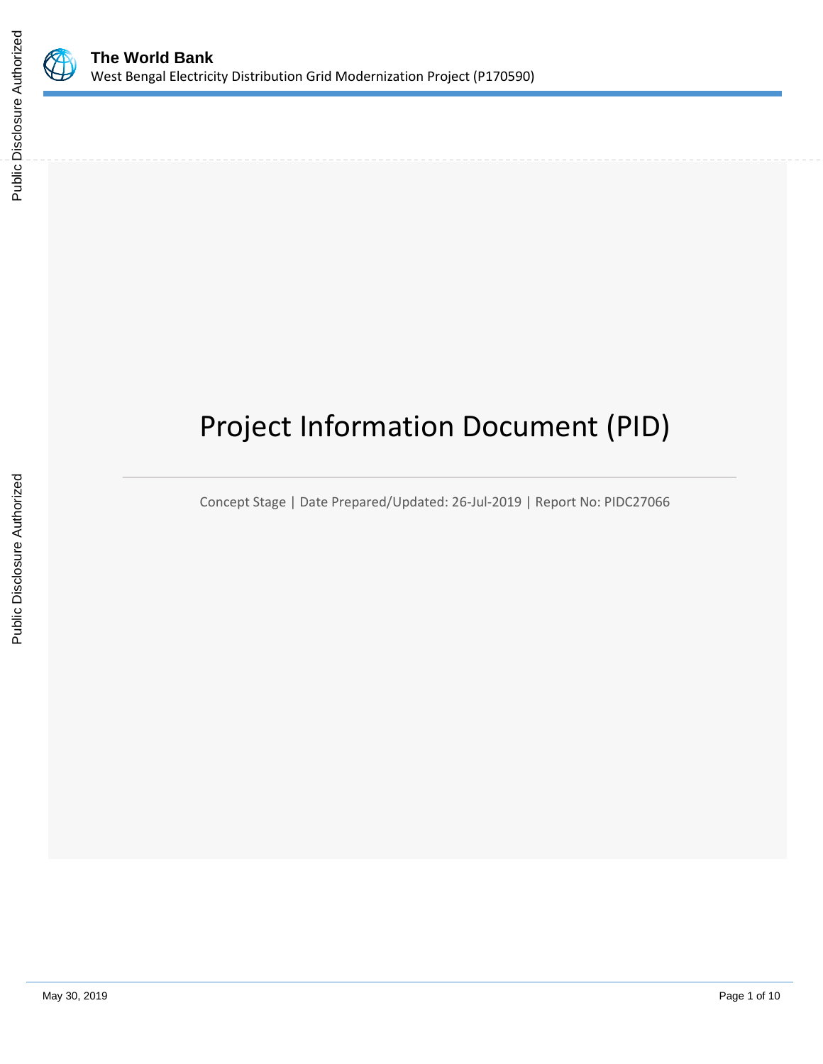# The World Bank

West Bengal Electricity Distribution Grid Modernization Project (P170590)

# Project Information Document (PID)

Concept Stage | Date Prepared/Updated: 26-Jul-2019 | Report No: PIDC27066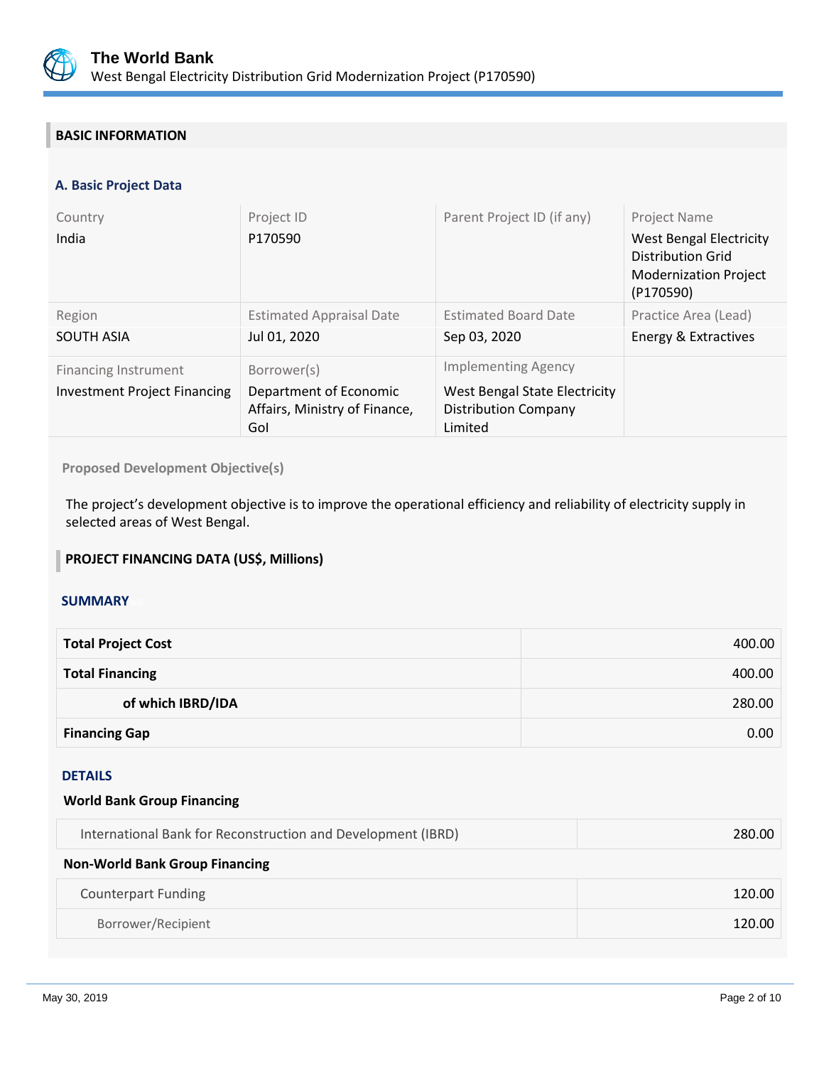## BASIC INFORMATION

### A. Basic Project Data

| Country | Project ID | Parent Project ID (if any) | Project Name |
|---|---|---|---|
| India | P170590 | | West Bengal Electricity Distribution Grid Modernization Project (P170590) |
| **Region** | **Estimated Appraisal Date** | **Estimated Board Date** | **Practice Area (Lead)** |
| SOUTH ASIA | Jul 01, 2020 | Sep 03, 2020 | Energy & Extractives |
| **Financing Instrument** | **Borrower(s)** | **Implementing Agency** | |
| Investment Project Financing | Department of Economic Affairs, Ministry of Finance, GoI | West Bengal State Electricity Distribution Company Limited | |

**Proposed Development Objective(s)**

The project's development objective is to improve the operational efficiency and reliability of electricity supply in selected areas of West Bengal.

## PROJECT FINANCING DATA (US$, Millions)

### SUMMARY

| | |
|---|---:|
| **Total Project Cost** | 400.00 |
| **Total Financing** | 400.00 |
| **of which IBRD/IDA** | 280.00 |
| **Financing Gap** | 0.00 |

### DETAILS

**World Bank Group Financing**

| | |
|---|---:|
| International Bank for Reconstruction and Development (IBRD) | 280.00 |

**Non-World Bank Group Financing**

| | |
|---|---:|
| Counterpart Funding | 120.00 |
| Borrower/Recipient | 120.00 |

May 30, 2019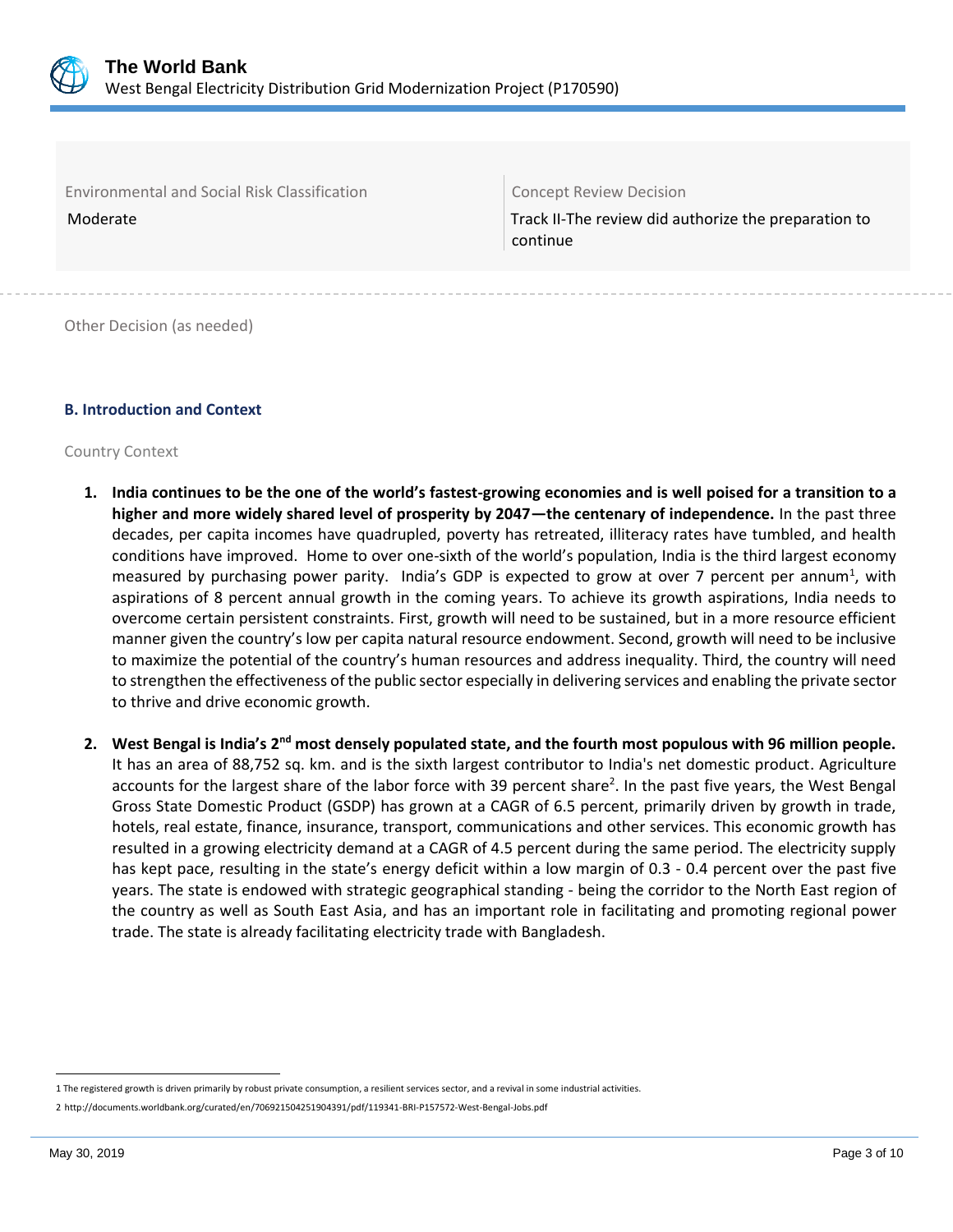| Environmental and Social Risk Classification | Concept Review Decision |
|---|---|
| Moderate | Track II-The review did authorize the preparation to continue |

Other Decision (as needed)

### B. Introduction and Context

Country Context

1. **India continues to be the one of the world's fastest-growing economies and is well poised for a transition to a higher and more widely shared level of prosperity by 2047—the centenary of independence.** In the past three decades, per capita incomes have quadrupled, poverty has retreated, illiteracy rates have tumbled, and health conditions have improved. Home to over one-sixth of the world's population, India is the third largest economy measured by purchasing power parity. India's GDP is expected to grow at over 7 percent per annum[1], with aspirations of 8 percent annual growth in the coming years. To achieve its growth aspirations, India needs to overcome certain persistent constraints. First, growth will need to be sustained, but in a more resource efficient manner given the country's low per capita natural resource endowment. Second, growth will need to be inclusive to maximize the potential of the country's human resources and address inequality. Third, the country will need to strengthen the effectiveness of the public sector especially in delivering services and enabling the private sector to thrive and drive economic growth.

2. **West Bengal is India's 2nd most densely populated state, and the fourth most populous with 96 million people.** It has an area of 88,752 sq. km. and is the sixth largest contributor to India's net domestic product. Agriculture accounts for the largest share of the labor force with 39 percent share[2]. In the past five years, the West Bengal Gross State Domestic Product (GSDP) has grown at a CAGR of 6.5 percent, primarily driven by growth in trade, hotels, real estate, finance, insurance, transport, communications and other services. This economic growth has resulted in a growing electricity demand at a CAGR of 4.5 percent during the same period. The electricity supply has kept pace, resulting in the state's energy deficit within a low margin of 0.3 - 0.4 percent over the past five years. The state is endowed with strategic geographical standing - being the corridor to the North East region of the country as well as South East Asia, and has an important role in facilitating and promoting regional power trade. The state is already facilitating electricity trade with Bangladesh.

---

1 The registered growth is driven primarily by robust private consumption, a resilient services sector, and a revival in some industrial activities.

2 http://documents.worldbank.org/curated/en/706921504251904391/pdf/119341-BRI-P157572-West-Bengal-Jobs.pdf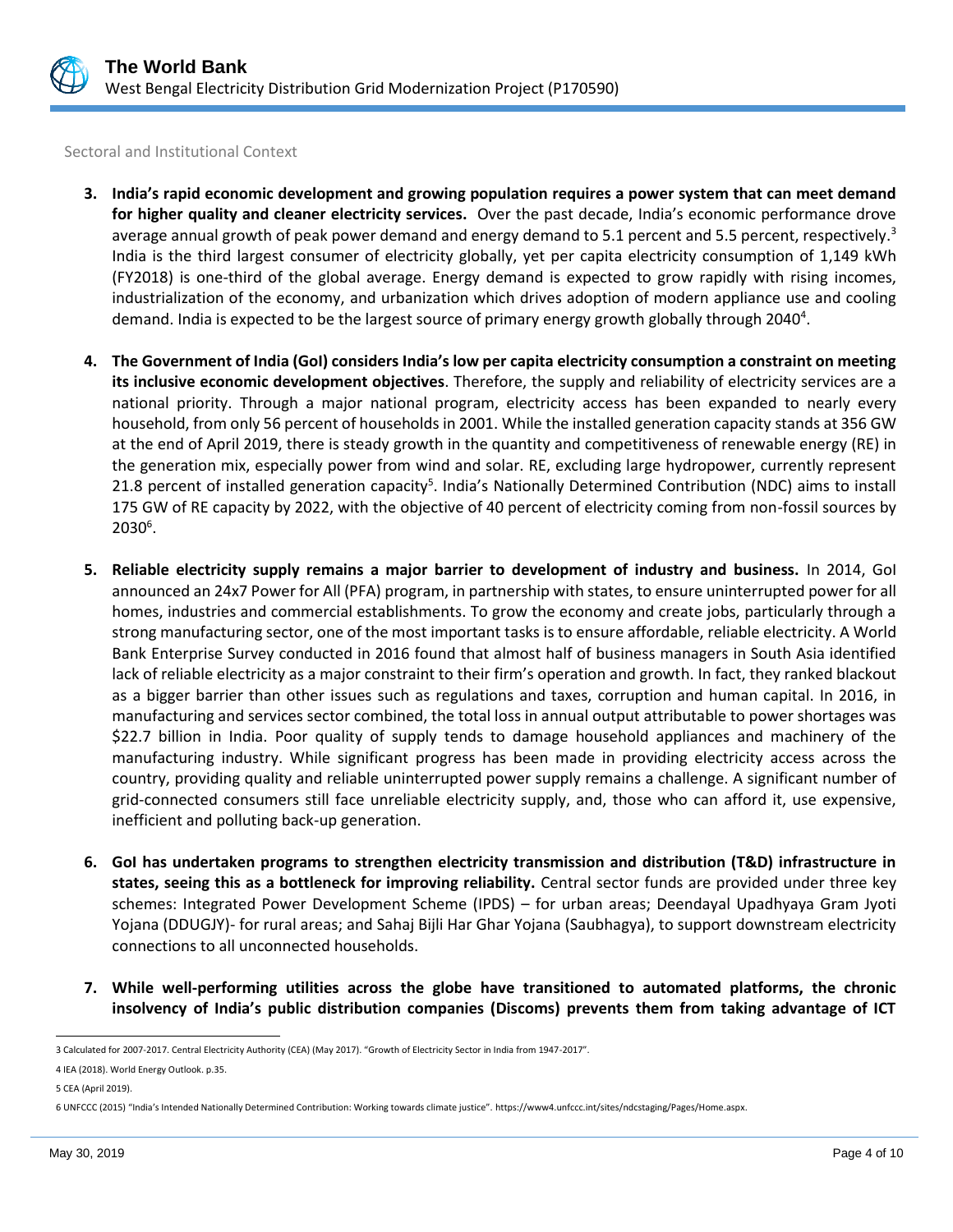Sectoral and Institutional Context

3. **India's rapid economic development and growing population requires a power system that can meet demand for higher quality and cleaner electricity services.** Over the past decade, India's economic performance drove average annual growth of peak power demand and energy demand to 5.1 percent and 5.5 percent, respectively.[3] India is the third largest consumer of electricity globally, yet per capita electricity consumption of 1,149 kWh (FY2018) is one-third of the global average. Energy demand is expected to grow rapidly with rising incomes, industrialization of the economy, and urbanization which drives adoption of modern appliance use and cooling demand. India is expected to be the largest source of primary energy growth globally through 2040[4].

4. **The Government of India (GoI) considers India's low per capita electricity consumption a constraint on meeting its inclusive economic development objectives**. Therefore, the supply and reliability of electricity services are a national priority. Through a major national program, electricity access has been expanded to nearly every household, from only 56 percent of households in 2001. While the installed generation capacity stands at 356 GW at the end of April 2019, there is steady growth in the quantity and competitiveness of renewable energy (RE) in the generation mix, especially power from wind and solar. RE, excluding large hydropower, currently represent 21.8 percent of installed generation capacity[5]. India's Nationally Determined Contribution (NDC) aims to install 175 GW of RE capacity by 2022, with the objective of 40 percent of electricity coming from non-fossil sources by 2030[6].

5. **Reliable electricity supply remains a major barrier to development of industry and business.** In 2014, GoI announced an 24x7 Power for All (PFA) program, in partnership with states, to ensure uninterrupted power for all homes, industries and commercial establishments. To grow the economy and create jobs, particularly through a strong manufacturing sector, one of the most important tasks is to ensure affordable, reliable electricity. A World Bank Enterprise Survey conducted in 2016 found that almost half of business managers in South Asia identified lack of reliable electricity as a major constraint to their firm's operation and growth. In fact, they ranked blackout as a bigger barrier than other issues such as regulations and taxes, corruption and human capital. In 2016, in manufacturing and services sector combined, the total loss in annual output attributable to power shortages was \$22.7 billion in India. Poor quality of supply tends to damage household appliances and machinery of the manufacturing industry. While significant progress has been made in providing electricity access across the country, providing quality and reliable uninterrupted power supply remains a challenge. A significant number of grid-connected consumers still face unreliable electricity supply, and, those who can afford it, use expensive, inefficient and polluting back-up generation.

6. **GoI has undertaken programs to strengthen electricity transmission and distribution (T&D) infrastructure in states, seeing this as a bottleneck for improving reliability.** Central sector funds are provided under three key schemes: Integrated Power Development Scheme (IPDS) – for urban areas; Deendayal Upadhyaya Gram Jyoti Yojana (DDUGJY)- for rural areas; and Sahaj Bijli Har Ghar Yojana (Saubhagya), to support downstream electricity connections to all unconnected households.

7. **While well-performing utilities across the globe have transitioned to automated platforms, the chronic insolvency of India's public distribution companies (Discoms) prevents them from taking advantage of ICT**

---

3 Calculated for 2007-2017. Central Electricity Authority (CEA) (May 2017). "Growth of Electricity Sector in India from 1947-2017".

4 IEA (2018). World Energy Outlook. p.35.

5 CEA (April 2019).

6 UNFCCC (2015) "India's Intended Nationally Determined Contribution: Working towards climate justice". https://www4.unfccc.int/sites/ndcstaging/Pages/Home.aspx.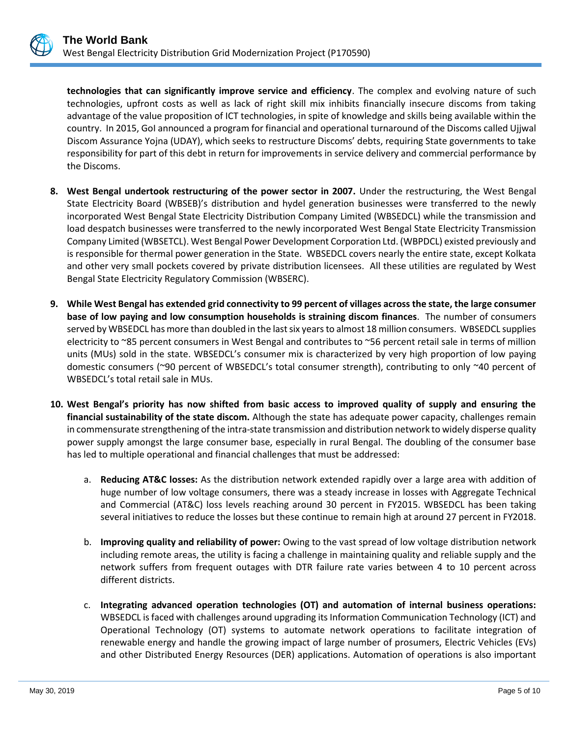**technologies that can significantly improve service and efficiency**. The complex and evolving nature of such technologies, upfront costs as well as lack of right skill mix inhibits financially insecure discoms from taking advantage of the value proposition of ICT technologies, in spite of knowledge and skills being available within the country. In 2015, GoI announced a program for financial and operational turnaround of the Discoms called Ujjwal Discom Assurance Yojna (UDAY), which seeks to restructure Discoms' debts, requiring State governments to take responsibility for part of this debt in return for improvements in service delivery and commercial performance by the Discoms.

8. **West Bengal undertook restructuring of the power sector in 2007.** Under the restructuring, the West Bengal State Electricity Board (WBSEB)'s distribution and hydel generation businesses were transferred to the newly incorporated West Bengal State Electricity Distribution Company Limited (WBSEDCL) while the transmission and load despatch businesses were transferred to the newly incorporated West Bengal State Electricity Transmission Company Limited (WBSETCL). West Bengal Power Development Corporation Ltd. (WBPDCL) existed previously and is responsible for thermal power generation in the State. WBSEDCL covers nearly the entire state, except Kolkata and other very small pockets covered by private distribution licensees. All these utilities are regulated by West Bengal State Electricity Regulatory Commission (WBSERC).

9. **While West Bengal has extended grid connectivity to 99 percent of villages across the state, the large consumer base of low paying and low consumption households is straining discom finances**. The number of consumers served by WBSEDCL has more than doubled in the last six years to almost 18 million consumers. WBSEDCL supplies electricity to ~85 percent consumers in West Bengal and contributes to ~56 percent retail sale in terms of million units (MUs) sold in the state. WBSEDCL's consumer mix is characterized by very high proportion of low paying domestic consumers (~90 percent of WBSEDCL's total consumer strength), contributing to only ~40 percent of WBSEDCL's total retail sale in MUs.

10. **West Bengal's priority has now shifted from basic access to improved quality of supply and ensuring the financial sustainability of the state discom.** Although the state has adequate power capacity, challenges remain in commensurate strengthening of the intra-state transmission and distribution network to widely disperse quality power supply amongst the large consumer base, especially in rural Bengal. The doubling of the consumer base has led to multiple operational and financial challenges that must be addressed:

    a. **Reducing AT&C losses:** As the distribution network extended rapidly over a large area with addition of huge number of low voltage consumers, there was a steady increase in losses with Aggregate Technical and Commercial (AT&C) loss levels reaching around 30 percent in FY2015. WBSEDCL has been taking several initiatives to reduce the losses but these continue to remain high at around 27 percent in FY2018.

    b. **Improving quality and reliability of power:** Owing to the vast spread of low voltage distribution network including remote areas, the utility is facing a challenge in maintaining quality and reliable supply and the network suffers from frequent outages with DTR failure rate varies between 4 to 10 percent across different districts.

    c. **Integrating advanced operation technologies (OT) and automation of internal business operations:** WBSEDCL is faced with challenges around upgrading its Information Communication Technology (ICT) and Operational Technology (OT) systems to automate network operations to facilitate integration of renewable energy and handle the growing impact of large number of prosumers, Electric Vehicles (EVs) and other Distributed Energy Resources (DER) applications. Automation of operations is also important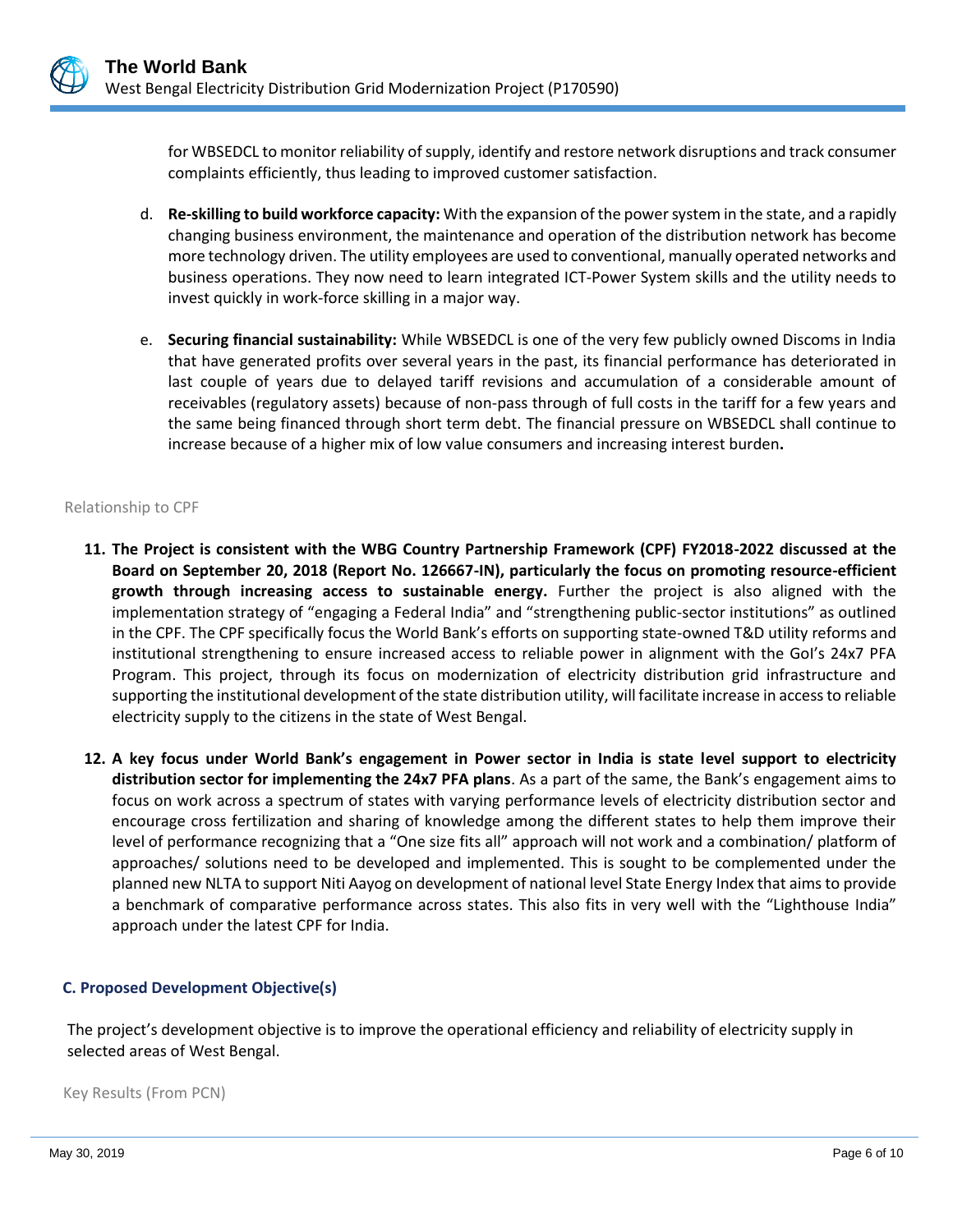for WBSEDCL to monitor reliability of supply, identify and restore network disruptions and track consumer complaints efficiently, thus leading to improved customer satisfaction.

d. **Re-skilling to build workforce capacity:** With the expansion of the power system in the state, and a rapidly changing business environment, the maintenance and operation of the distribution network has become more technology driven. The utility employees are used to conventional, manually operated networks and business operations. They now need to learn integrated ICT-Power System skills and the utility needs to invest quickly in work-force skilling in a major way.

e. **Securing financial sustainability:** While WBSEDCL is one of the very few publicly owned Discoms in India that have generated profits over several years in the past, its financial performance has deteriorated in last couple of years due to delayed tariff revisions and accumulation of a considerable amount of receivables (regulatory assets) because of non-pass through of full costs in the tariff for a few years and the same being financed through short term debt. The financial pressure on WBSEDCL shall continue to increase because of a higher mix of low value consumers and increasing interest burden**.**

Relationship to CPF

11. **The Project is consistent with the WBG Country Partnership Framework (CPF) FY2018-2022 discussed at the Board on September 20, 2018 (Report No. 126667-IN), particularly the focus on promoting resource-efficient growth through increasing access to sustainable energy.** Further the project is also aligned with the implementation strategy of "engaging a Federal India" and "strengthening public-sector institutions" as outlined in the CPF. The CPF specifically focus the World Bank's efforts on supporting state-owned T&D utility reforms and institutional strengthening to ensure increased access to reliable power in alignment with the GoI's 24x7 PFA Program. This project, through its focus on modernization of electricity distribution grid infrastructure and supporting the institutional development of the state distribution utility, will facilitate increase in access to reliable electricity supply to the citizens in the state of West Bengal.

12. **A key focus under World Bank's engagement in Power sector in India is state level support to electricity distribution sector for implementing the 24x7 PFA plans**. As a part of the same, the Bank's engagement aims to focus on work across a spectrum of states with varying performance levels of electricity distribution sector and encourage cross fertilization and sharing of knowledge among the different states to help them improve their level of performance recognizing that a "One size fits all" approach will not work and a combination/ platform of approaches/ solutions need to be developed and implemented. This is sought to be complemented under the planned new NLTA to support Niti Aayog on development of national level State Energy Index that aims to provide a benchmark of comparative performance across states. This also fits in very well with the "Lighthouse India" approach under the latest CPF for India.

### C. Proposed Development Objective(s)

The project's development objective is to improve the operational efficiency and reliability of electricity supply in selected areas of West Bengal.

Key Results (From PCN)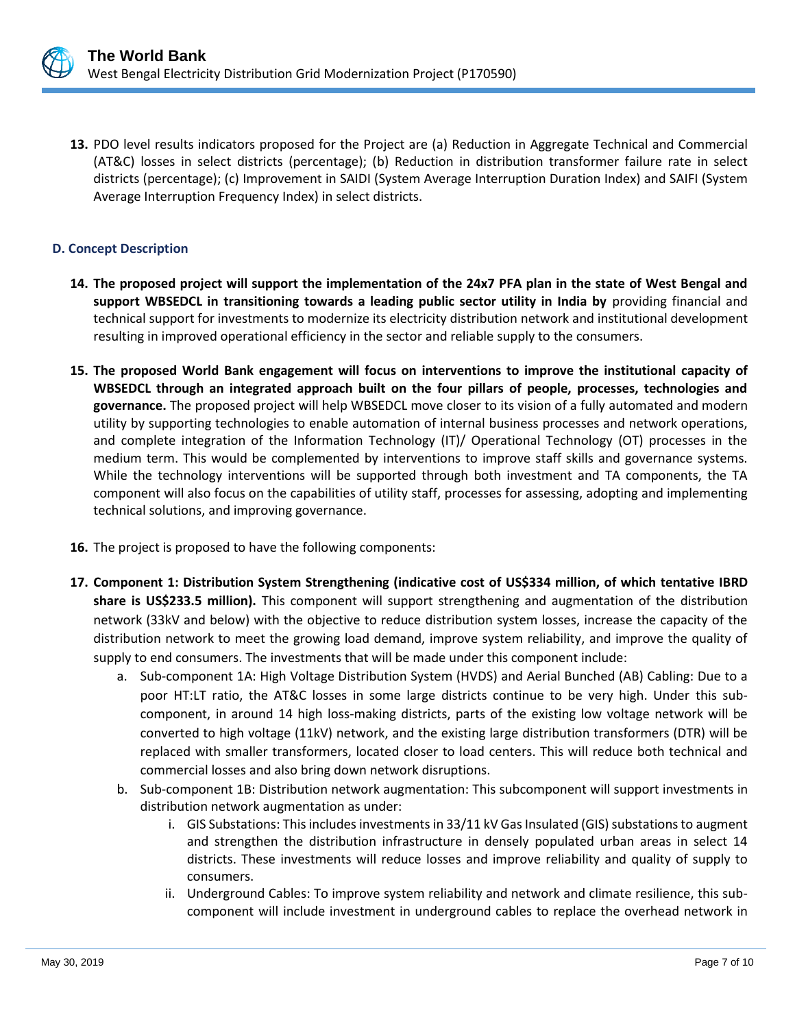13. PDO level results indicators proposed for the Project are (a) Reduction in Aggregate Technical and Commercial (AT&C) losses in select districts (percentage); (b) Reduction in distribution transformer failure rate in select districts (percentage); (c) Improvement in SAIDI (System Average Interruption Duration Index) and SAIFI (System Average Interruption Frequency Index) in select districts.

### D. Concept Description

14. **The proposed project will support the implementation of the 24x7 PFA plan in the state of West Bengal and support WBSEDCL in transitioning towards a leading public sector utility in India by** providing financial and technical support for investments to modernize its electricity distribution network and institutional development resulting in improved operational efficiency in the sector and reliable supply to the consumers.

15. **The proposed World Bank engagement will focus on interventions to improve the institutional capacity of WBSEDCL through an integrated approach built on the four pillars of people, processes, technologies and governance.** The proposed project will help WBSEDCL move closer to its vision of a fully automated and modern utility by supporting technologies to enable automation of internal business processes and network operations, and complete integration of the Information Technology (IT)/ Operational Technology (OT) processes in the medium term. This would be complemented by interventions to improve staff skills and governance systems. While the technology interventions will be supported through both investment and TA components, the TA component will also focus on the capabilities of utility staff, processes for assessing, adopting and implementing technical solutions, and improving governance.

16. The project is proposed to have the following components:

17. **Component 1: Distribution System Strengthening (indicative cost of US$334 million, of which tentative IBRD share is US$233.5 million).** This component will support strengthening and augmentation of the distribution network (33kV and below) with the objective to reduce distribution system losses, increase the capacity of the distribution network to meet the growing load demand, improve system reliability, and improve the quality of supply to end consumers. The investments that will be made under this component include:

    a. Sub-component 1A: High Voltage Distribution System (HVDS) and Aerial Bunched (AB) Cabling: Due to a poor HT:LT ratio, the AT&C losses in some large districts continue to be very high. Under this sub-component, in around 14 high loss-making districts, parts of the existing low voltage network will be converted to high voltage (11kV) network, and the existing large distribution transformers (DTR) will be replaced with smaller transformers, located closer to load centers. This will reduce both technical and commercial losses and also bring down network disruptions.

    b. Sub-component 1B: Distribution network augmentation: This subcomponent will support investments in distribution network augmentation as under:

        i. GIS Substations: This includes investments in 33/11 kV Gas Insulated (GIS) substations to augment and strengthen the distribution infrastructure in densely populated urban areas in select 14 districts. These investments will reduce losses and improve reliability and quality of supply to consumers.

        ii. Underground Cables: To improve system reliability and network and climate resilience, this sub-component will include investment in underground cables to replace the overhead network in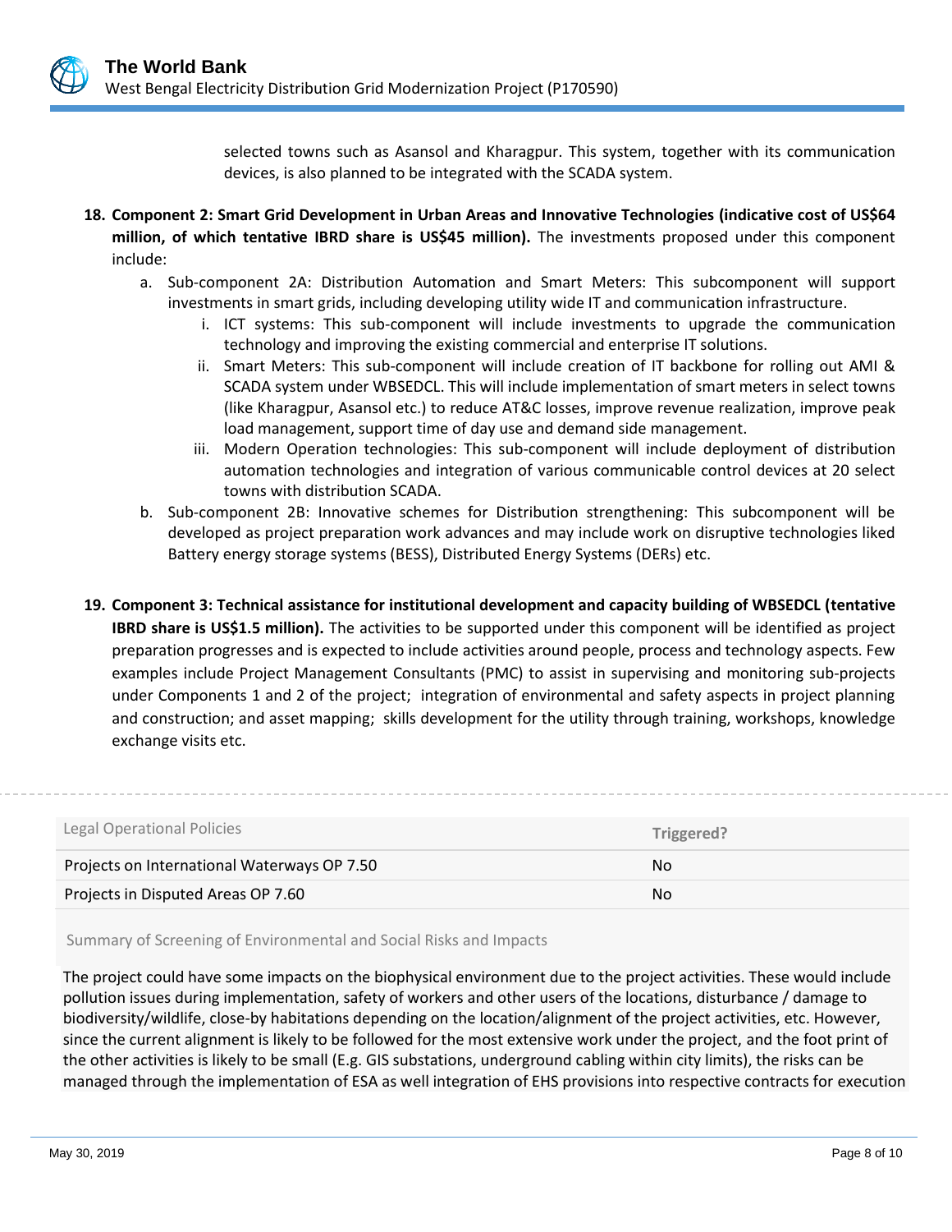selected towns such as Asansol and Kharagpur. This system, together with its communication devices, is also planned to be integrated with the SCADA system.

18. **Component 2: Smart Grid Development in Urban Areas and Innovative Technologies (indicative cost of US$64 million, of which tentative IBRD share is US$45 million).** The investments proposed under this component include:

    a. Sub-component 2A: Distribution Automation and Smart Meters: This subcomponent will support investments in smart grids, including developing utility wide IT and communication infrastructure.

       i. ICT systems: This sub-component will include investments to upgrade the communication technology and improving the existing commercial and enterprise IT solutions.

       ii. Smart Meters: This sub-component will include creation of IT backbone for rolling out AMI & SCADA system under WBSEDCL. This will include implementation of smart meters in select towns (like Kharagpur, Asansol etc.) to reduce AT&C losses, improve revenue realization, improve peak load management, support time of day use and demand side management.

       iii. Modern Operation technologies: This sub-component will include deployment of distribution automation technologies and integration of various communicable control devices at 20 select towns with distribution SCADA.

    b. Sub-component 2B: Innovative schemes for Distribution strengthening: This subcomponent will be developed as project preparation work advances and may include work on disruptive technologies liked Battery energy storage systems (BESS), Distributed Energy Systems (DERs) etc.

19. **Component 3: Technical assistance for institutional development and capacity building of WBSEDCL (tentative IBRD share is US$1.5 million).** The activities to be supported under this component will be identified as project preparation progresses and is expected to include activities around people, process and technology aspects. Few examples include Project Management Consultants (PMC) to assist in supervising and monitoring sub-projects under Components 1 and 2 of the project; integration of environmental and safety aspects in project planning and construction; and asset mapping; skills development for the utility through training, workshops, knowledge exchange visits etc.

| Legal Operational Policies | Triggered? |
|---|---|
| Projects on International Waterways OP 7.50 | No |
| Projects in Disputed Areas OP 7.60 | No |

Summary of Screening of Environmental and Social Risks and Impacts

The project could have some impacts on the biophysical environment due to the project activities. These would include pollution issues during implementation, safety of workers and other users of the locations, disturbance / damage to biodiversity/wildlife, close-by habitations depending on the location/alignment of the project activities, etc. However, since the current alignment is likely to be followed for the most extensive work under the project, and the foot print of the other activities is likely to be small (E.g. GIS substations, underground cabling within city limits), the risks can be managed through the implementation of ESA as well integration of EHS provisions into respective contracts for execution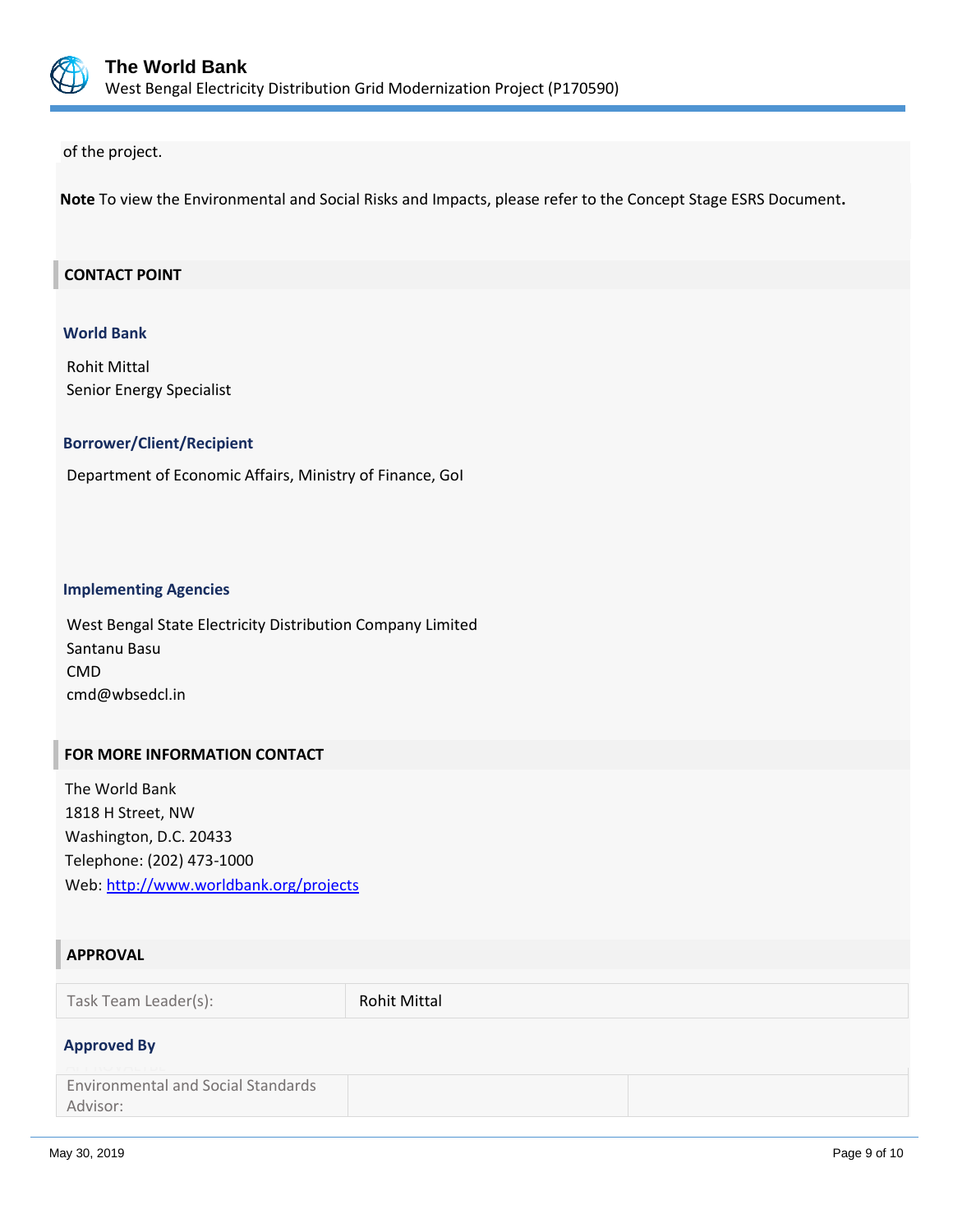of the project.

**Note** To view the Environmental and Social Risks and Impacts, please refer to the Concept Stage ESRS Document**.**

## CONTACT POINT

### World Bank

Rohit Mittal
Senior Energy Specialist

### Borrower/Client/Recipient

Department of Economic Affairs, Ministry of Finance, GoI

### Implementing Agencies

West Bengal State Electricity Distribution Company Limited
Santanu Basu
CMD
cmd@wbsedcl.in

## FOR MORE INFORMATION CONTACT

The World Bank
1818 H Street, NW
Washington, D.C. 20433
Telephone: (202) 473-1000
Web: http://www.worldbank.org/projects

## APPROVAL

| Task Team Leader(s): | Rohit Mittal |
|---|---|

### Approved By

| Environmental and Social Standards Advisor: | | |
|---|---|---|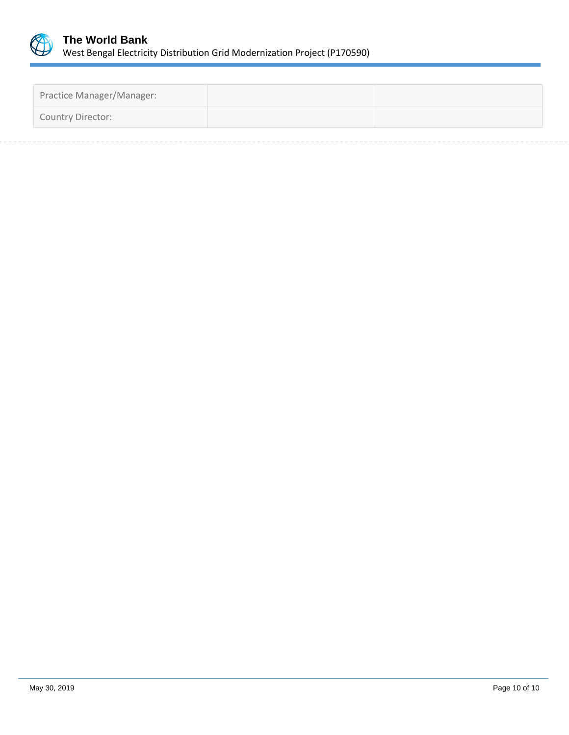| | | |
|---|---|---|
| Practice Manager/Manager: | | |
| Country Director: | | |